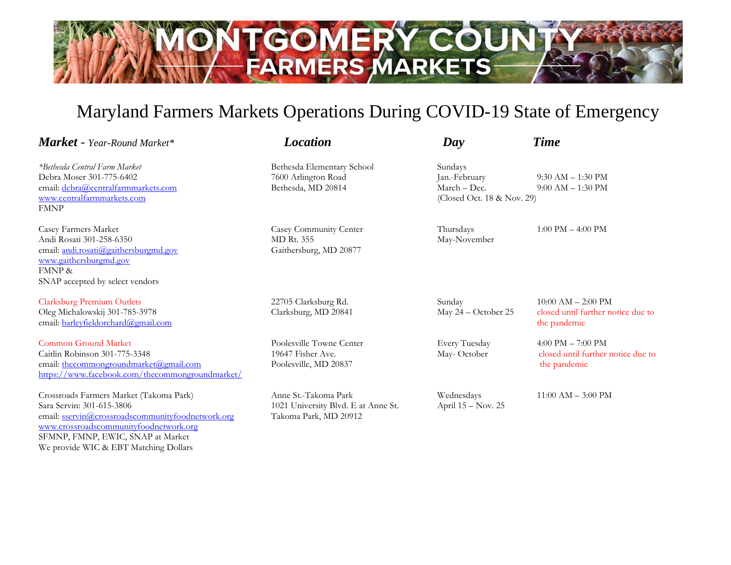# MONTGOMERY COUNTY FARMERS MARKETS

## Maryland Farmers Markets Operations During COVID-19 State of Emergency

| ***Market*** ***- Year-Round Market**** | ***Location*** | ***Day*** | ***Time*** |
|---|---|---|---|
| **Bethesda Central Farm Market*<br>Debra Moser 301-775-6402<br>email: debra@centralfarmmarkets.com<br>www.centralfarmmarkets.com<br>FMNP | Bethesda Elementary School<br>7600 Arlington Road<br>Bethesda, MD 20814 | Sundays<br>Jan.-February<br>March – Dec.<br>(Closed Oct. 18 & Nov. 29) | <br>9:30 AM – 1:30 PM<br>9:00 AM – 1:30 PM |
| Casey Farmers Market<br>Andi Rosati 301-258-6350<br>email: andi.rosati@gaithersburgmd.gov<br>www.gaithersburgmd.gov<br>FMNP &<br>SNAP accepted by select vendors | Casey Community Center<br>MD Rt. 355<br>Gaithersburg, MD 20877 | Thursdays<br>May-November | 1:00 PM – 4:00 PM |
| Clarksburg Premium Outlets<br>Oleg Michalowskij 301-785-3978<br>email: barleyfieldorchard@gmail.com | 22705 Clarksburg Rd.<br>Clarksburg, MD 20841 | Sunday<br>May 24 – October 25 | 10:00 AM – 2:00 PM<br>closed until further notice due to the pandemic |
| Common Ground Market<br>Caitlin Robinson 301-775-3348<br>email: thecommongroundmarket@gmail.com<br>https://www.facebook.com/thecommongroundmarket/ | Poolesville Towne Center<br>19647 Fisher Ave.<br>Poolesville, MD 20837 | Every Tuesday<br>May- October | 4:00 PM – 7:00 PM<br>closed until further notice due to the pandemic |
| Crossroads Farmers Market (Takoma Park)<br>Sara Servin: 301-615-3806<br>email: sservin@crossroadscommunityfoodnetwork.org<br>www.crossroadscommunityfoodnetwork.org<br>SFMNP, FMNP, EWIC, SNAP at Market<br>We provide WIC & EBT Matching Dollars | Anne St.-Takoma Park<br>1021 University Blvd. E at Anne St.<br>Takoma Park, MD 20912 | Wednesdays<br>April 15 – Nov. 25 | 11:00 AM – 3:00 PM |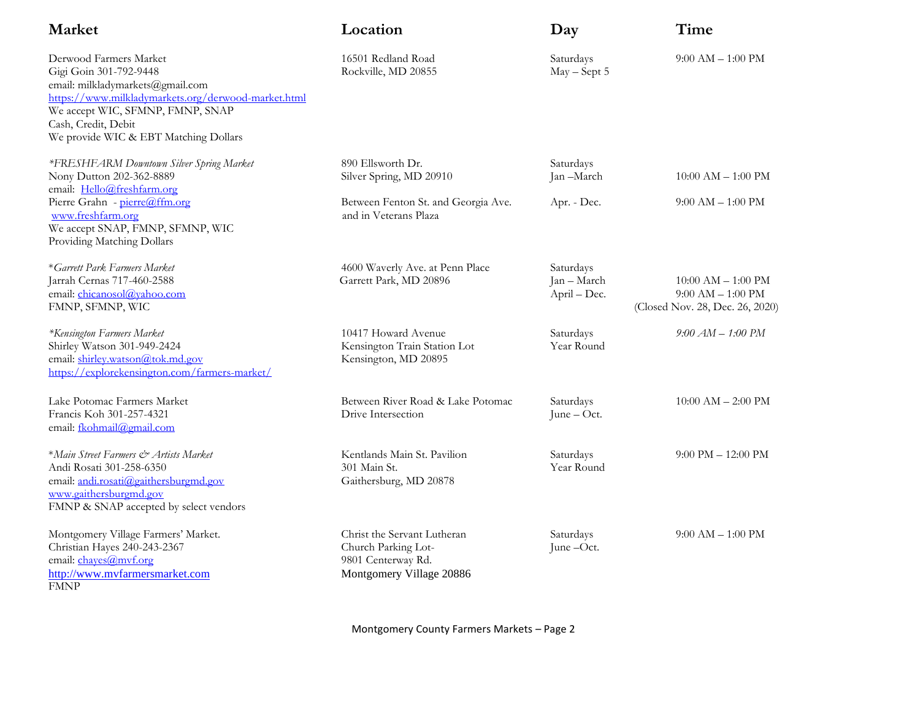| Market | Location | Day | Time |
|---|---|---|---|
| Derwood Farmers Market<br>Gigi Goin 301-792-9448<br>email: milkladymarkets@gmail.com<br>https://www.milkladymarkets.org/derwood-market.html<br>We accept WIC, SFMNP, FMNP, SNAP<br>Cash, Credit, Debit<br>We provide WIC & EBT Matching Dollars | 16501 Redland Road<br>Rockville, MD 20855 | Saturdays<br>May – Sept 5 | 9:00 AM – 1:00 PM |
| *\*FRESHFARM Downtown Silver Spring Market*<br>Nony Dutton 202-362-8889<br>email: Hello@freshfarm.org<br>Pierre Grahn - pierre@ffm.org<br>www.freshfarm.org<br>We accept SNAP, FMNP, SFMNP, WIC<br>Providing Matching Dollars | 890 Ellsworth Dr.<br>Silver Spring, MD 20910<br><br>Between Fenton St. and Georgia Ave. and in Veterans Plaza | Saturdays<br>Jan –March<br><br>Apr. - Dec. | <br>10:00 AM – 1:00 PM<br><br>9:00 AM – 1:00 PM |
| \**Garrett Park Farmers Market*<br>Jarrah Cernas 717-460-2588<br>email: chicanosol@yahoo.com<br>FMNP, SFMNP, WIC | 4600 Waverly Ave. at Penn Place<br>Garrett Park, MD 20896 | Saturdays<br>Jan – March<br>April – Dec. | <br>10:00 AM – 1:00 PM<br>9:00 AM – 1:00 PM<br>(Closed Nov. 28, Dec. 26, 2020) |
| *\*Kensington Farmers Market*<br>Shirley Watson 301-949-2424<br>email: shirley.watson@tok.md.gov<br>https://explorekensington.com/farmers-market/ | 10417 Howard Avenue<br>Kensington Train Station Lot<br>Kensington, MD 20895 | Saturdays<br>Year Round | *9:00 AM – 1:00 PM* |
| Lake Potomac Farmers Market<br>Francis Koh 301-257-4321<br>email: fkohmail@gmail.com | Between River Road & Lake Potomac Drive Intersection | Saturdays<br>June – Oct. | 10:00 AM – 2:00 PM |
| \**Main Street Farmers & Artists Market*<br>Andi Rosati 301-258-6350<br>email: andi.rosati@gaithersburgmd.gov<br>www.gaithersburgmd.gov<br>FMNP & SNAP accepted by select vendors | Kentlands Main St. Pavilion<br>301 Main St.<br>Gaithersburg, MD 20878 | Saturdays<br>Year Round | 9:00 PM – 12:00 PM |
| Montgomery Village Farmers' Market.<br>Christian Hayes 240-243-2367<br>email: chayes@mvf.org<br>http://www.mvfarmersmarket.com<br>FMNP | Christ the Servant Lutheran Church Parking Lot-<br>9801 Centerway Rd.<br>Montgomery Village 20886 | Saturdays<br>June –Oct. | 9:00 AM – 1:00 PM |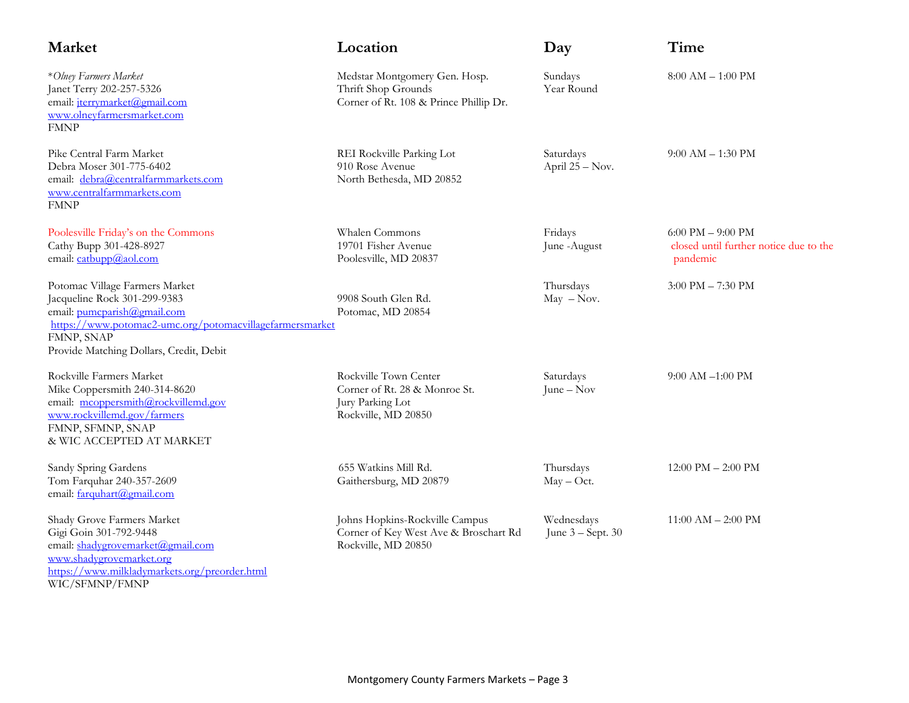| Market | Location | Day | Time |
|---|---|---|---|
| **Olney Farmers Market* (italic, with leading *) <br> Janet Terry 202-257-5326 <br> email: jterrymarket@gmail.com <br> www.olneyfarmersmarket.com <br> FMNP | Medstar Montgomery Gen. Hosp. <br> Thrift Shop Grounds <br> Corner of Rt. 108 & Prince Phillip Dr. | Sundays <br> Year Round | 8:00 AM – 1:00 PM |
| Pike Central Farm Market <br> Debra Moser 301-775-6402 <br> email: debra@centralfarmmarkets.com <br> www.centralfarmmarkets.com <br> FMNP | REI Rockville Parking Lot <br> 910 Rose Avenue <br> North Bethesda, MD 20852 | Saturdays <br> April 25 – Nov. | 9:00 AM – 1:30 PM |
| Poolesville Friday's on the Commons <br> Cathy Bupp 301-428-8927 <br> email: catbupp@aol.com | Whalen Commons <br> 19701 Fisher Avenue <br> Poolesville, MD 20837 | Fridays <br> June -August | 6:00 PM – 9:00 PM <br> closed until further notice due to the pandemic |
| Potomac Village Farmers Market <br> Jacqueline Rock 301-299-9383 <br> email: pumcparish@gmail.com <br> https://www.potomac2-umc.org/potomacvillagefarmersmarket <br> FMNP, SNAP <br> Provide Matching Dollars, Credit, Debit | 9908 South Glen Rd. <br> Potomac, MD 20854 | Thursdays <br> May – Nov. | 3:00 PM – 7:30 PM |
| Rockville Farmers Market <br> Mike Coppersmith 240-314-8620 <br> email: mcoppersmith@rockvillemd.gov <br> www.rockvillemd.gov/farmers <br> FMNP, SFMNP, SNAP <br> & WIC ACCEPTED AT MARKET | Rockville Town Center <br> Corner of Rt. 28 & Monroe St. <br> Jury Parking Lot <br> Rockville, MD 20850 | Saturdays <br> June – Nov | 9:00 AM –1:00 PM |
| Sandy Spring Gardens <br> Tom Farquhar 240-357-2609 <br> email: farquhart@gmail.com | 655 Watkins Mill Rd. <br> Gaithersburg, MD 20879 | Thursdays <br> May – Oct. | 12:00 PM – 2:00 PM |
| Shady Grove Farmers Market <br> Gigi Goin 301-792-9448 <br> email: shadygrovemarket@gmail.com <br> www.shadygrovemarket.org <br> https://www.milkladymarkets.org/preorder.html <br> WIC/SFMNP/FMNP | Johns Hopkins-Rockville Campus <br> Corner of Key West Ave & Broschart Rd <br> Rockville, MD 20850 | Wednesdays <br> June 3 – Sept. 30 | 11:00 AM – 2:00 PM |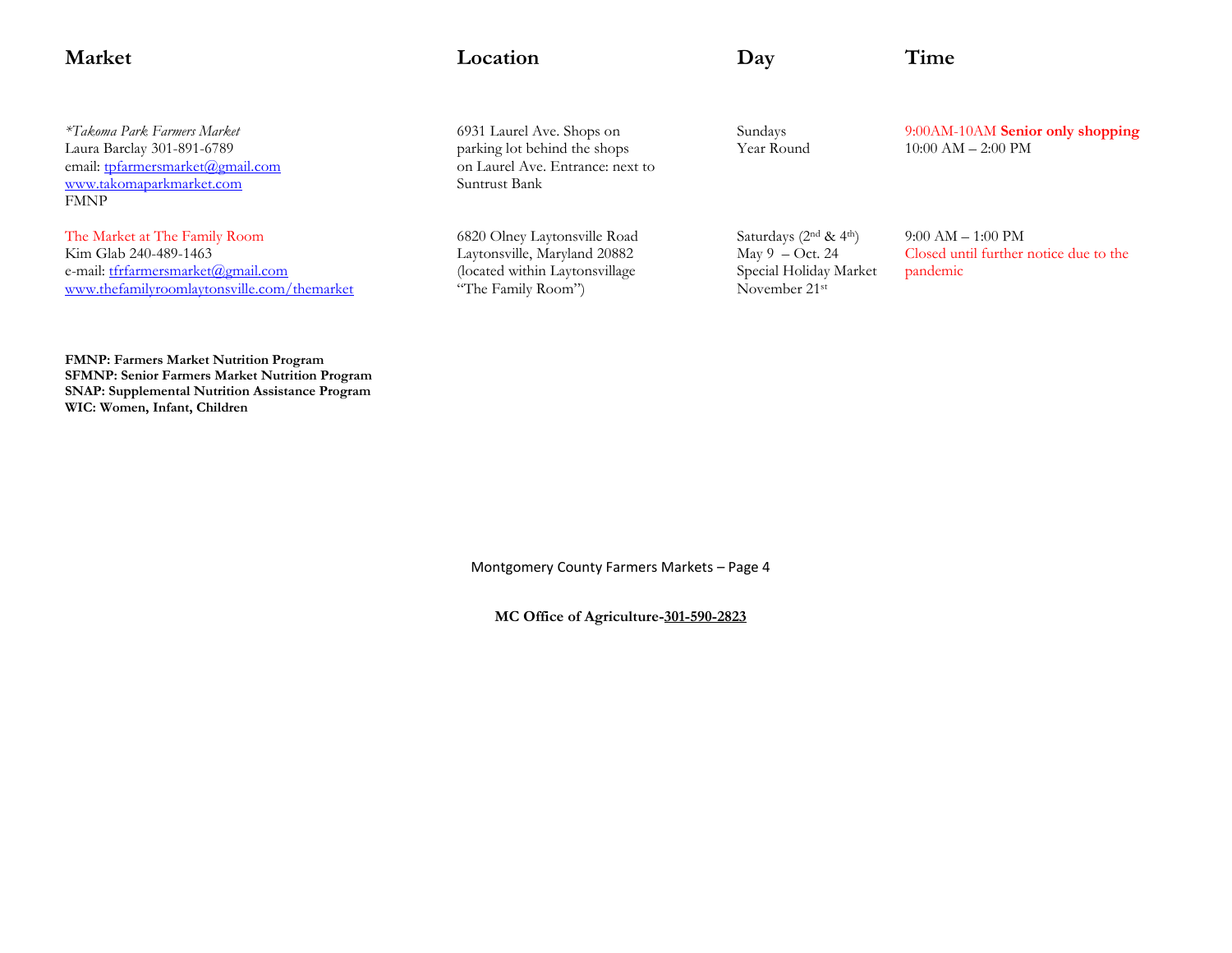| Market | Location | Day | Time |
|---|---|---|---|
| *\*Takoma Park Farmers Market*<br>Laura Barclay 301-891-6789<br>email: tpfarmersmarket@gmail.com<br>www.takomaparkmarket.com<br>FMNP | 6931 Laurel Ave. Shops on parking lot behind the shops on Laurel Ave. Entrance: next to Suntrust Bank | Sundays<br>Year Round | 9:00AM-10AM **Senior only shopping**<br>10:00 AM – 2:00 PM |
| The Market at The Family Room<br>Kim Glab 240-489-1463<br>e-mail: tfrfarmersmarket@gmail.com<br>www.thefamilyroomlaytonsville.com/themarket | 6820 Olney Laytonsville Road<br>Laytonsville, Maryland 20882<br>(located within Laytonsvillage "The Family Room") | Saturdays (2nd & 4th)<br>May 9 – Oct. 24<br>Special Holiday Market November 21st | 9:00 AM – 1:00 PM<br>Closed until further notice due to the pandemic |

**FMNP: Farmers Market Nutrition Program**
**SFMNP: Senior Farmers Market Nutrition Program**
**SNAP: Supplemental Nutrition Assistance Program**
**WIC: Women, Infant, Children**

**MC Office of Agriculture-301-590-2823**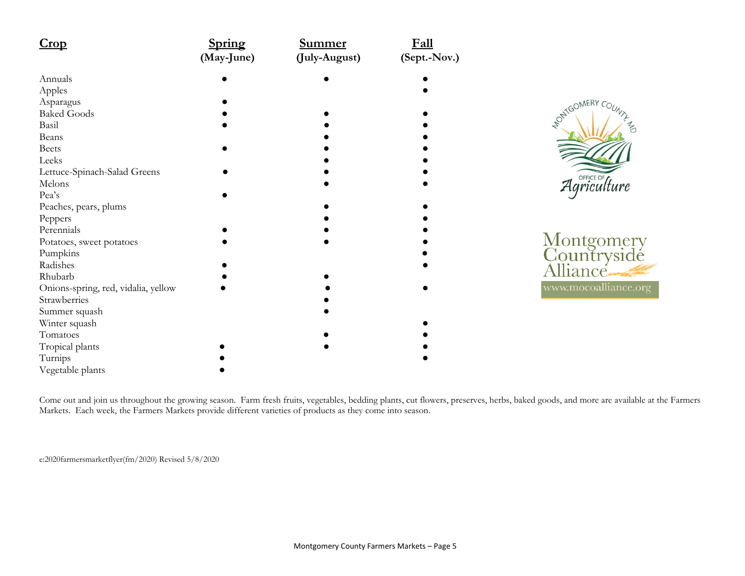| Crop | Spring (May-June) | Summer (July-August) | Fall (Sept.-Nov.) |
|---|---|---|---|
| Annuals | ● | ● | ● |
| Apples | | | ● |
| Asparagus | ● | | |
| Baked Goods | ● | ● | ● |
| Basil | ● | ● | ● |
| Beans | | ● | ● |
| Beets | ● | ● | ● |
| Leeks | | ● | ● |
| Lettuce-Spinach-Salad Greens | ● | ● | ● |
| Melons | | ● | ● |
| Pea's | ● | | |
| Peaches, pears, plums | | ● | ● |
| Peppers | | ● | ● |
| Perennials | ● | ● | ● |
| Potatoes, sweet potatoes | ● | ● | ● |
| Pumpkins | | | ● |
| Radishes | ● | | ● |
| Rhubarb | ● | ● | |
| Onions-spring, red, vidalia, yellow | ● | ● | ● |
| Strawberries | | ● | |
| Summer squash | | ● | |
| Winter squash | | | ● |
| Tomatoes | | ● | ● |
| Tropical plants | ● | ● | ● |
| Turnips | ● | | ● |
| Vegetable plants | ● | | |

Montgomery County, MD Office of Agriculture

Montgomery Countryside Alliance
www.mocoalliance.org

Come out and join us throughout the growing season. Farm fresh fruits, vegetables, bedding plants, cut flowers, preserves, herbs, baked goods, and more are available at the Farmers Markets. Each week, the Farmers Markets provide different varieties of products as they come into season.

e:2020farmersmarketflyer(fm/2020) Revised 5/8/2020